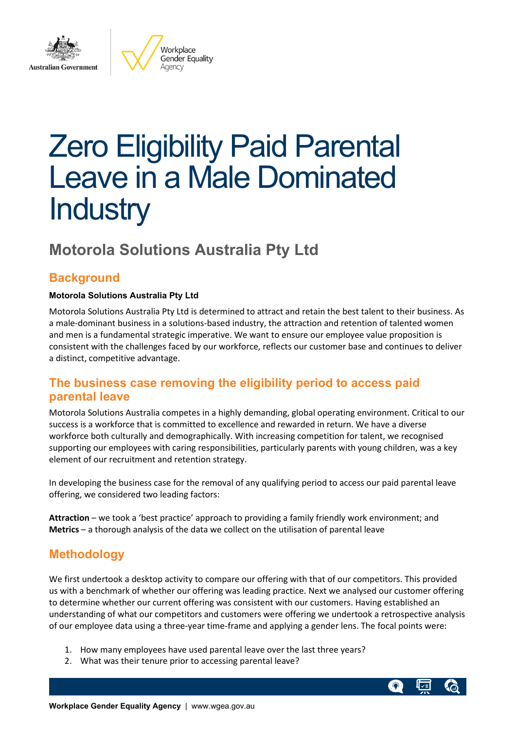# Zero Eligibility Paid Parental Leave in a Male Dominated Industry

## Motorola Solutions Australia Pty Ltd

### Background

**Motorola Solutions Australia Pty Ltd**

Motorola Solutions Australia Pty Ltd is determined to attract and retain the best talent to their business. As a male-dominant business in a solutions-based industry, the attraction and retention of talented women and men is a fundamental strategic imperative. We want to ensure our employee value proposition is consistent with the challenges faced by our workforce, reflects our customer base and continues to deliver a distinct, competitive advantage.

### The business case removing the eligibility period to access paid parental leave

Motorola Solutions Australia competes in a highly demanding, global operating environment. Critical to our success is a workforce that is committed to excellence and rewarded in return. We have a diverse workforce both culturally and demographically. With increasing competition for talent, we recognised supporting our employees with caring responsibilities, particularly parents with young children, was a key element of our recruitment and retention strategy.

In developing the business case for the removal of any qualifying period to access our paid parental leave offering, we considered two leading factors:

**Attraction** – we took a 'best practice' approach to providing a family friendly work environment; and
**Metrics** – a thorough analysis of the data we collect on the utilisation of parental leave

### Methodology

We first undertook a desktop activity to compare our offering with that of our competitors. This provided us with a benchmark of whether our offering was leading practice. Next we analysed our customer offering to determine whether our current offering was consistent with our customers. Having established an understanding of what our competitors and customers were offering we undertook a retrospective analysis of our employee data using a three-year time-frame and applying a gender lens. The focal points were:

1. How many employees have used parental leave over the last three years?
2. What was their tenure prior to accessing parental leave?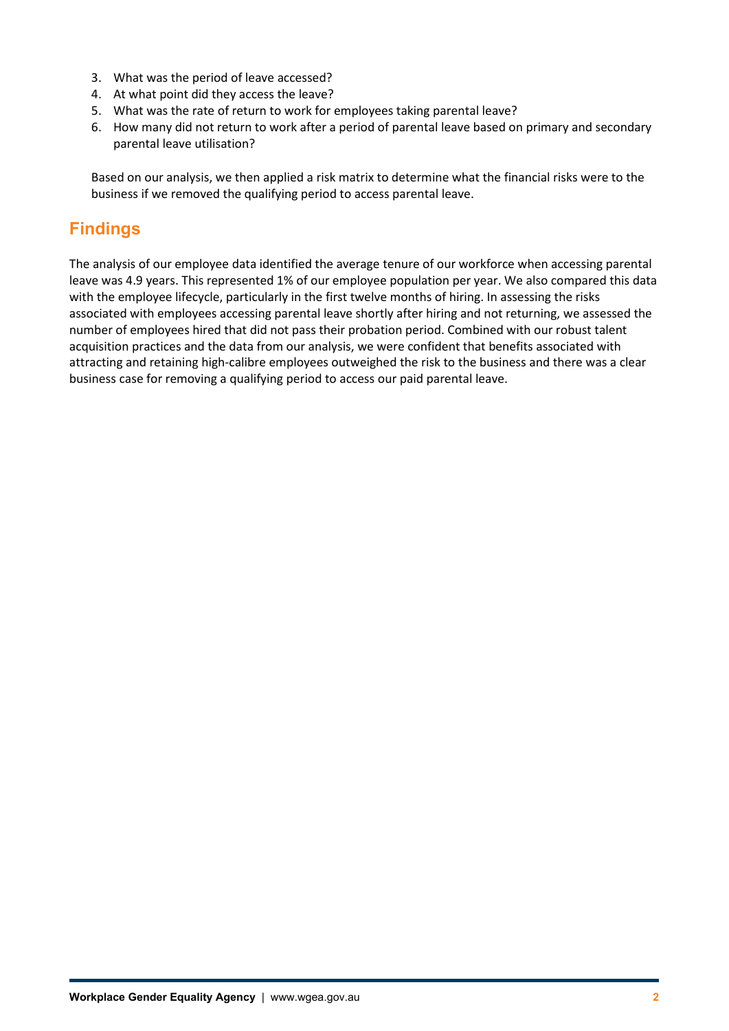3. What was the period of leave accessed?
4. At what point did they access the leave?
5. What was the rate of return to work for employees taking parental leave?
6. How many did not return to work after a period of parental leave based on primary and secondary parental leave utilisation?

Based on our analysis, we then applied a risk matrix to determine what the financial risks were to the business if we removed the qualifying period to access parental leave.

## Findings

The analysis of our employee data identified the average tenure of our workforce when accessing parental leave was 4.9 years. This represented 1% of our employee population per year. We also compared this data with the employee lifecycle, particularly in the first twelve months of hiring. In assessing the risks associated with employees accessing parental leave shortly after hiring and not returning, we assessed the number of employees hired that did not pass their probation period. Combined with our robust talent acquisition practices and the data from our analysis, we were confident that benefits associated with attracting and retaining high-calibre employees outweighed the risk to the business and there was a clear business case for removing a qualifying period to access our paid parental leave.